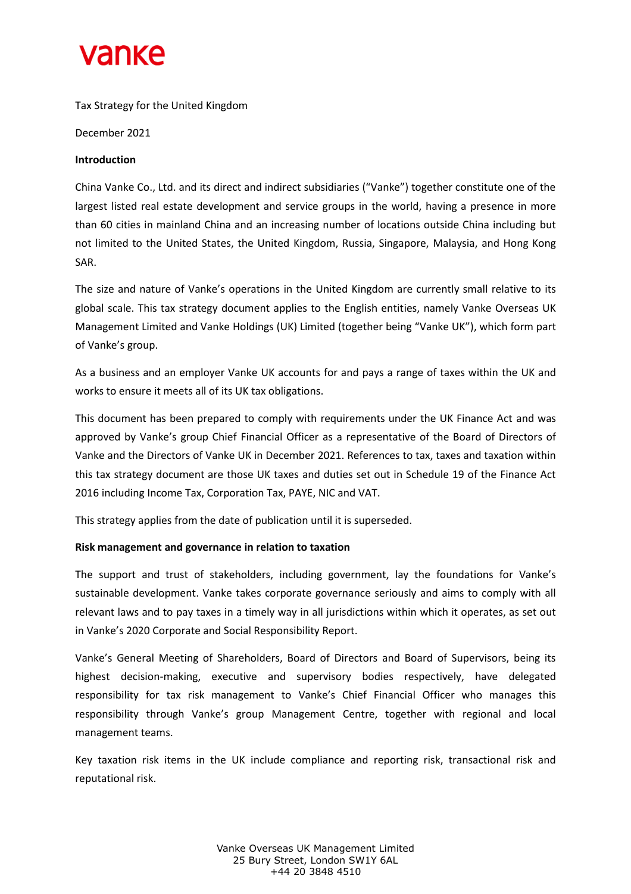vanke

Tax Strategy for the United Kingdom

December 2021

**Introduction**

China Vanke Co., Ltd. and its direct and indirect subsidiaries ("Vanke") together constitute one of the largest listed real estate development and service groups in the world, having a presence in more than 60 cities in mainland China and an increasing number of locations outside China including but not limited to the United States, the United Kingdom, Russia, Singapore, Malaysia, and Hong Kong SAR.

The size and nature of Vanke's operations in the United Kingdom are currently small relative to its global scale. This tax strategy document applies to the English entities, namely Vanke Overseas UK Management Limited and Vanke Holdings (UK) Limited (together being "Vanke UK"), which form part of Vanke's group.

As a business and an employer Vanke UK accounts for and pays a range of taxes within the UK and works to ensure it meets all of its UK tax obligations.

This document has been prepared to comply with requirements under the UK Finance Act and was approved by Vanke's group Chief Financial Officer as a representative of the Board of Directors of Vanke and the Directors of Vanke UK in December 2021. References to tax, taxes and taxation within this tax strategy document are those UK taxes and duties set out in Schedule 19 of the Finance Act 2016 including Income Tax, Corporation Tax, PAYE, NIC and VAT.

This strategy applies from the date of publication until it is superseded.

**Risk management and governance in relation to taxation**

The support and trust of stakeholders, including government, lay the foundations for Vanke's sustainable development. Vanke takes corporate governance seriously and aims to comply with all relevant laws and to pay taxes in a timely way in all jurisdictions within which it operates, as set out in Vanke's 2020 Corporate and Social Responsibility Report.

Vanke's General Meeting of Shareholders, Board of Directors and Board of Supervisors, being its highest decision-making, executive and supervisory bodies respectively, have delegated responsibility for tax risk management to Vanke's Chief Financial Officer who manages this responsibility through Vanke's group Management Centre, together with regional and local management teams.

Key taxation risk items in the UK include compliance and reporting risk, transactional risk and reputational risk.

Vanke Overseas UK Management Limited
25 Bury Street, London SW1Y 6AL
+44 20 3848 4510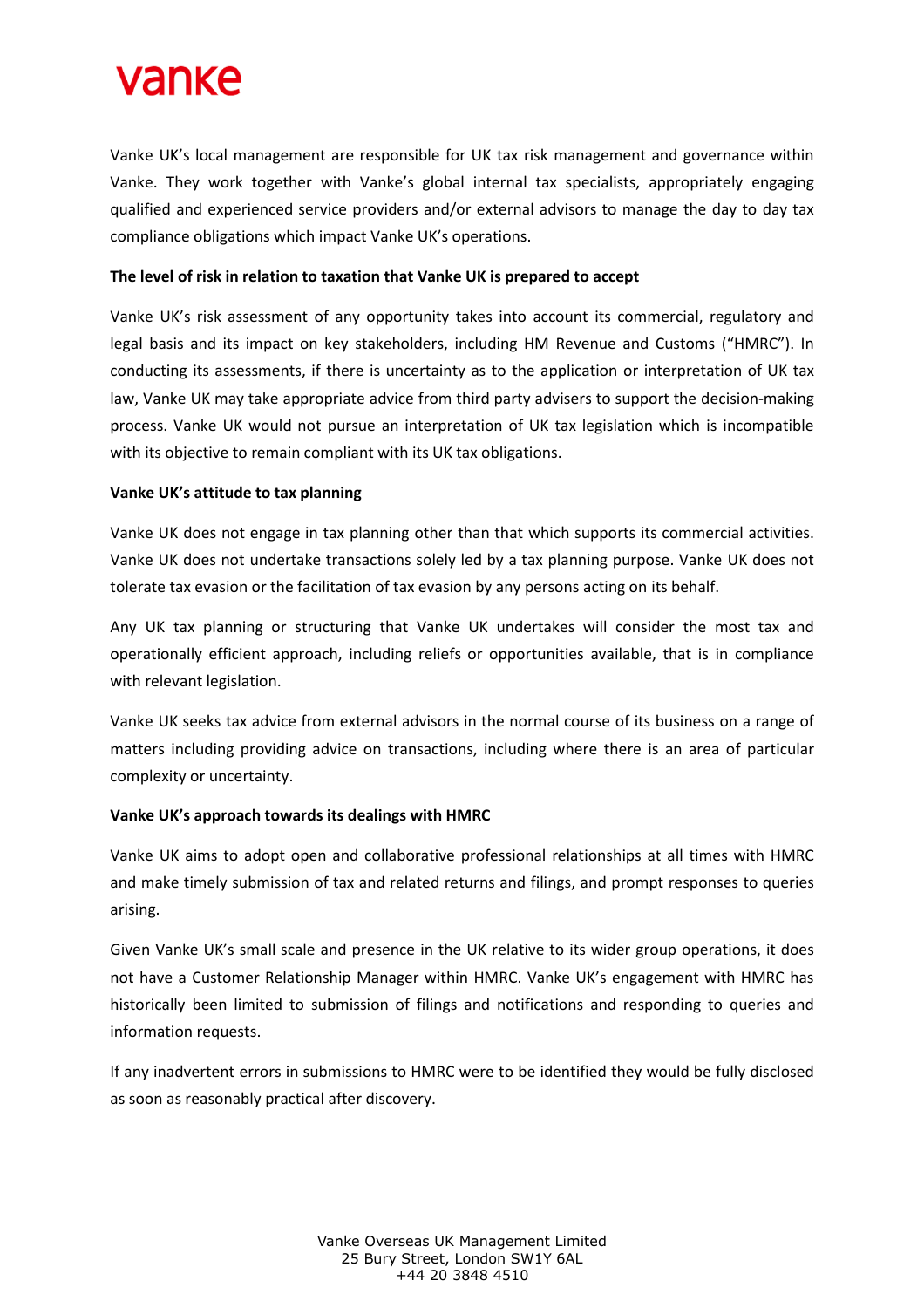Vanke UK's local management are responsible for UK tax risk management and governance within Vanke. They work together with Vanke's global internal tax specialists, appropriately engaging qualified and experienced service providers and/or external advisors to manage the day to day tax compliance obligations which impact Vanke UK's operations.

**The level of risk in relation to taxation that Vanke UK is prepared to accept**

Vanke UK's risk assessment of any opportunity takes into account its commercial, regulatory and legal basis and its impact on key stakeholders, including HM Revenue and Customs ("HMRC"). In conducting its assessments, if there is uncertainty as to the application or interpretation of UK tax law, Vanke UK may take appropriate advice from third party advisers to support the decision-making process. Vanke UK would not pursue an interpretation of UK tax legislation which is incompatible with its objective to remain compliant with its UK tax obligations.

**Vanke UK's attitude to tax planning**

Vanke UK does not engage in tax planning other than that which supports its commercial activities. Vanke UK does not undertake transactions solely led by a tax planning purpose. Vanke UK does not tolerate tax evasion or the facilitation of tax evasion by any persons acting on its behalf.

Any UK tax planning or structuring that Vanke UK undertakes will consider the most tax and operationally efficient approach, including reliefs or opportunities available, that is in compliance with relevant legislation.

Vanke UK seeks tax advice from external advisors in the normal course of its business on a range of matters including providing advice on transactions, including where there is an area of particular complexity or uncertainty.

**Vanke UK's approach towards its dealings with HMRC**

Vanke UK aims to adopt open and collaborative professional relationships at all times with HMRC and make timely submission of tax and related returns and filings, and prompt responses to queries arising.

Given Vanke UK's small scale and presence in the UK relative to its wider group operations, it does not have a Customer Relationship Manager within HMRC. Vanke UK's engagement with HMRC has historically been limited to submission of filings and notifications and responding to queries and information requests.

If any inadvertent errors in submissions to HMRC were to be identified they would be fully disclosed as soon as reasonably practical after discovery.